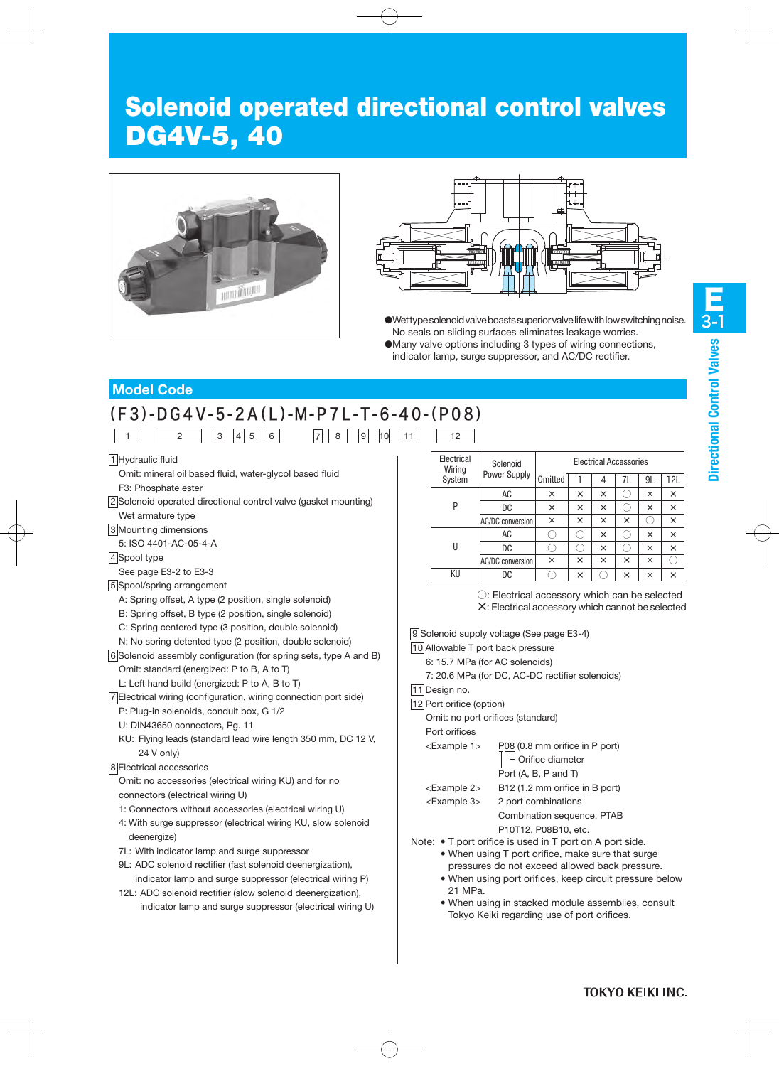# Solenoid operated directional control valves DG4V-5, 40

●Wet type solenoid valve boasts superior valve life with low switching noise. No seals on sliding surfaces eliminates leakage worries.
●Many valve options including 3 types of wiring connections, indicator lamp, surge suppressor, and AC/DC rectifier.

## Model Code

**(F3)-DG4V-5-2A(L)-M-P7L-T-6-40-(P08)**

| 1 | 2 | 3 | 4 | 5 | 6 | 7 | 8 | 9 | 10 | 11 | 12 |
|---|---|---|---|---|---|---|---|---|---|---|---|

1 Hydraulic fluid
 Omit: mineral oil based fluid, water-glycol based fluid
 F3: Phosphate ester

2 Solenoid operated directional control valve (gasket mounting)
 Wet armature type

3 Mounting dimensions
 5: ISO 4401-AC-05-4-A

4 Spool type
 See page E3-2 to E3-3

5 Spool/spring arrangement
 A: Spring offset, A type (2 position, single solenoid)
 B: Spring offset, B type (2 position, single solenoid)
 C: Spring centered type (3 position, double solenoid)
 N: No spring detented type (2 position, double solenoid)

6 Solenoid assembly configuration (for spring sets, type A and B)
 Omit: standard (energized: P to B, A to T)
 L: Left hand build (energized: P to A, B to T)

7 Electrical wiring (configuration, wiring connection port side)
 P: Plug-in solenoids, conduit box, G 1/2
 U: DIN43650 connectors, Pg. 11
 KU: Flying leads (standard lead wire length 350 mm, DC 12 V, 24 V only)

8 Electrical accessories
 Omit: no accessories (electrical wiring KU) and for no connectors (electrical wiring U)
 1: Connectors without accessories (electrical wiring U)
 4: With surge suppressor (electrical wiring KU, slow solenoid deenergize)
 7L: With indicator lamp and surge suppressor
 9L: ADC solenoid rectifier (fast solenoid deenergization), indicator lamp and surge suppressor (electrical wiring P)
 12L: ADC solenoid rectifier (slow solenoid deenergization), indicator lamp and surge suppressor (electrical wiring U)

| Electrical Wiring System | Solenoid Power Supply | Electrical Accessories | | | | | |
|---|---|---|---|---|---|---|---|
| | | Omitted | 1 | 4 | 7L | 9L | 12L |
| P | AC | × | × | × | ○ | × | × |
| | DC | × | × | × | ○ | × | × |
| | AC/DC conversion | × | × | × | × | ○ | × |
| U | AC | ○ | ○ | × | ○ | × | × |
| | DC | ○ | ○ | × | ○ | × | × |
| | AC/DC conversion | × | × | × | × | × | ○ |
| KU | DC | ○ | × | ○ | × | × | × |

○: Electrical accessory which can be selected
×: Electrical accessory which cannot be selected

9 Solenoid supply voltage (See page E3-4)

10 Allowable T port back pressure
 6: 15.7 MPa (for AC solenoids)
 7: 20.6 MPa (for DC, AC-DC rectifier solenoids)

11 Design no.

12 Port orifice (option)
 Omit: no port orifices (standard)
 Port orifices
 <Example 1> P08 (0.8 mm orifice in P port)
  └ Orifice diameter
  Port (A, B, P and T)
 <Example 2> B12 (1.2 mm orifice in B port)
 <Example 3> 2 port combinations
  Combination sequence, PTAB
  P10T12, P08B10, etc.

Note:
- T port orifice is used in T port on A port side.
- When using T port orifice, make sure that surge pressures do not exceed allowed back pressure.
- When using port orifices, keep circuit pressure below 21 MPa.
- When using in stacked module assemblies, consult Tokyo Keiki regarding use of port orifices.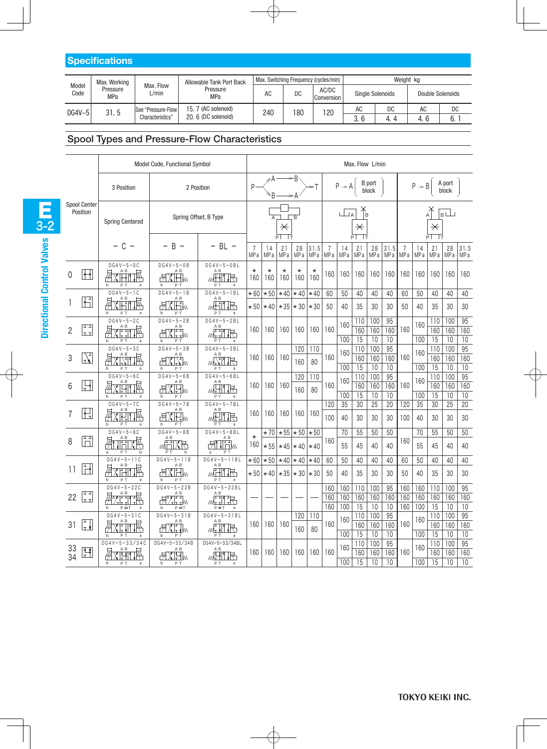## Specifications

| Model Code | Max. Working Pressure MPa | Max. Flow L/min | Allowable Tank Port Back Pressure MPa | Max. Switching Frequency (cycles/min) AC | DC | AC/DC Conversion | Weight kg Single Solenoids AC | DC | Double Solenoids AC | DC |
|---|---|---|---|---|---|---|---|---|---|---|
| DG4V-5 | 31.5 | See "Pressure-Flow Characteristics" | 15.7 (AC solenoid) 20.6 (DC solenoid) | 240 | 180 | 120 | 3.6 | 4.4 | 4.6 | 6.1 |

## Spool Types and Pressure-Flow Characteristics

| Spool Center Position | 3 Position Spring Centered – C – | 2 Position Spring Offset, B Type – B – | – BL – | P→A, B→T 7 MPa | 14 MPa | 21 MPa | 28 MPa | 31.5 MPa | P→A (B port block) 7 MPa | 14 MPa | 21 MPa | 28 MPa | 31.5 MPa | P→B (A port block) 7 MPa | 14 MPa | 21 MPa | 28 MPa | 31.5 MPa |
|---|---|---|---|---|---|---|---|---|---|---|---|---|---|---|---|---|---|---|
| 0 | DG4V-5-0C | DG4V-5-0B | DG4V-5-0BL | ★160 | ★160 | ★160 | ★160 | ★160 | 160 | 160 | 160 | 160 | 160 | 160 | 160 | 160 | 160 | 160 |
| 1 | DG4V-5-1C | DG4V-5-1B | DG4V-5-1BL | ★60 / ★50 | ★50 / ★40 | ★40 / ★35 | ★40 / ★30 | ★40 / ★30 | 60 / 50 | 50 / 40 | 40 / 35 | 40 / 30 | 40 / 30 | 60 / 50 | 50 / 40 | 40 / 35 | 40 / 30 | 40 / 30 |
| 2 | DG4V-5-2C | DG4V-5-2B | DG4V-5-2BL | 160 | 160 | 160 | 160 | 160 | 160 | 160 / 100 | 110 / 160 / 15 | 100 / 160 / 10 | 95 / 160 / 10 | 160 | 160 / 100 | 110 / 160 / 15 | 100 / 160 / 10 | 95 / 160 / 10 |
| 3 | DG4V-5-3C | DG4V-5-3B | DG4V-5-3BL | 160 | 160 | 160 | 120 / 160 | 110 / 80 | 160 | 160 / 100 | 110 / 160 / 15 | 100 / 160 / 10 | 95 / 160 / 10 | 160 | 160 / 100 | 110 / 160 / 15 | 100 / 160 / 10 | 95 / 160 / 10 |
| 6 | DG4V-5-6C | DG4V-5-6B | DG4V-5-6BL | 160 | 160 | 160 | 120 / 160 | 110 / 80 | 160 | 160 / 100 | 110 / 160 / 15 | 100 / 160 / 10 | 95 / 160 / 10 | 160 | 160 / 100 | 110 / 160 / 15 | 100 / 160 / 10 | 95 / 160 / 10 |
| 7 | DG4V-5-7C | DG4V-5-7B | DG4V-5-7BL | 160 | 160 | 160 | 160 | 160 | 120 / 100 | 35 / 40 | 30 / 30 | 25 / 30 | 20 / 30 | 120 / 100 | 35 / 40 | 30 / 30 | 25 / 30 | 20 / 30 |
| 8 | DG4V-5-8C | DG4V-5-8B | DG4V-5-8BL | ★160 | ★70 / ★55 | ★55 / ★45 | ★50 / ★40 | ★50 / ★40 | 160 | 70 / 55 | 55 / 45 | 50 / 40 | 50 / 40 | 160 | 70 / 55 | 55 / 45 | 50 / 40 | 50 / 40 |
| 11 | DG4V-5-11C | DG4V-5-11B | DG4V-5-11BL | ★60 / ★50 | ★50 / ★40 | ★40 / ★35 | ★40 / ★30 | ★40 / ★30 | 60 / 50 | 50 / 40 | 40 / 35 | 40 / 30 | 40 / 30 | 60 / 50 | 50 / 40 | 40 / 35 | 40 / 30 | 40 / 30 |
| 22 | DG4V-5-22C | DG4V-5-22B | DG4V-5-22BL | — | — | — | — | — | 160 / 160 / 160 | 160 / 160 / 100 | 110 / 160 / 15 | 100 / 160 / 10 | 95 / 160 / 10 | 160 / 160 / 160 | 160 / 160 / 100 | 110 / 160 / 15 | 100 / 160 / 10 | 95 / 160 / 10 |
| 31 | DG4V-5-31C | DG4V-5-31B | DG4V-5-31BL | 160 | 160 | 160 | 120 / 160 | 110 / 80 | 160 | 160 / 100 | 110 / 160 / 15 | 100 / 160 / 10 | 95 / 160 / 10 | 160 | 160 / 100 | 110 / 160 / 15 | 100 / 160 / 10 | 95 / 160 / 10 |
| 33 34 | DG4V-5-33/34C | DG4V-5-33/34B | DG4V-5-33/34BL | 160 | 160 | 160 | 160 | 160 | 160 | 160 / 100 | 110 / 160 / 15 | 100 / 160 / 10 | 95 / 160 / 10 | 160 | 160 / 100 | 110 / 160 / 15 | 100 / 160 / 10 | 95 / 160 / 10 |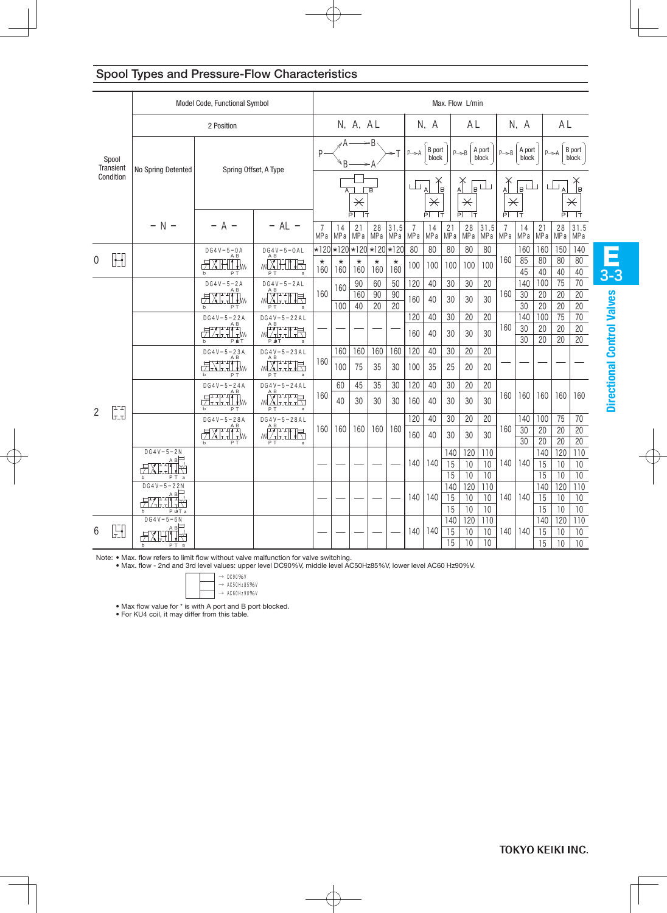## Spool Types and Pressure-Flow Characteristics

| Spool Transient Condition | Model Code, Functional Symbol: 2 Position, No Spring Detented – N – | Spring Offset, A Type – A – | Spring Offset, A Type – AL – | Max. Flow L/min: N, A, AL (P→A→B→T) 7 MPa | 14 MPa | 21 MPa | 28 MPa | 31.5 MPa | N, A: P→A (B port block) / AL: P→B (A port block) 7 MPa | 14 MPa | 21 MPa | 28 MPa | 31.5 MPa | N, A: P→B (A port block) / AL: P→A (B port block) 7 MPa | 14 MPa | 21 MPa | 28 MPa | 31.5 MPa |
|---|---|---|---|---|---|---|---|---|---|---|---|---|---|---|---|---|---|---|
| 0 | | DG4V-5-0A | DG4V-5-0AL | *120 / *160 | *120 / *160 | *120 / *160 | *120 / *160 | *120 / *160 | 80 / 100 | 80 / 100 | 80 / 100 | 80 / 100 | 80 / 100 | 160 | 160 / 85 / 45 | 160 / 80 / 40 | 150 / 80 / 40 | 140 / 80 / 40 |
| 2 | | DG4V-5-2A | DG4V-5-2AL | 160 | 160 / 100 | 90 / 160 / 40 | 60 / 90 / 20 | 50 / 90 / 20 | 120 / 160 | 40 / 40 | 30 / 30 | 30 / 30 | 20 / 30 | 160 | 140 / 30 / 30 | 100 / 20 / 20 | 75 / 20 / 20 | 70 / 20 / 20 |
| 2 | | DG4V-5-22A | DG4V-5-22AL | — | — | — | — | — | 120 / 160 | 40 / 40 | 30 / 30 | 20 / 30 | 20 / 30 | 160 | 140 / 30 / 30 | 100 / 20 / 20 | 75 / 20 / 20 | 70 / 20 / 20 |
| 2 | | DG4V-5-23A | DG4V-5-23AL | 160 | 160 / 100 | 160 / 75 | 160 / 35 | 160 / 30 | 120 / 100 | 40 / 35 | 30 / 25 | 20 / 20 | 20 / 20 | — | — | — | — | — |
| 2 | | DG4V-5-24A | DG4V-5-24AL | 160 | 60 / 40 | 45 / 30 | 35 / 30 | 30 / 30 | 120 / 160 | 40 / 40 | 30 / 30 | 20 / 30 | 20 / 30 | 160 | 160 | 160 | 160 | 160 |
| 2 | | DG4V-5-28A | DG4V-5-28AL | 160 | 160 | 160 | 160 | 160 | 120 / 160 | 40 / 40 | 30 / 30 | 20 / 30 | 20 / 30 | 160 | 140 / 30 / 30 | 100 / 20 / 20 | 75 / 20 / 20 | 70 / 20 / 20 |
| 2 | DG4V-5-2N | | | — | — | — | — | — | 140 | 140 | 140 / 15 / 15 | 120 / 10 / 10 | 110 / 10 / 10 | 140 | 140 | 140 / 15 / 15 | 120 / 10 / 10 | 110 / 10 / 10 |
| 2 | DG4V-5-22N | | | — | — | — | — | — | 140 | 140 | 140 / 15 / 15 | 120 / 10 / 10 | 110 / 10 / 10 | 140 | 140 | 140 / 15 / 15 | 120 / 10 / 10 | 110 / 10 / 10 |
| 6 | DG4V-5-6N | | | — | — | — | — | — | 140 | 140 | 140 / 15 / 15 | 120 / 10 / 10 | 110 / 10 / 10 | 140 | 140 | 140 / 15 / 15 | 120 / 10 / 10 | 110 / 10 / 10 |

Note:
- Max. flow refers to limit flow without valve malfunction for valve switching.
- Max. flow - 2nd and 3rd level values: upper level DC90%V, middle level AC50Hz85%V, lower level AC60 Hz90%V.
  - → DC90%V
  - → AC50Hz85%V
  - → AC60Hz90%V
- Max flow value for * is with A port and B port blocked.
- For KU4 coil, it may differ from this table.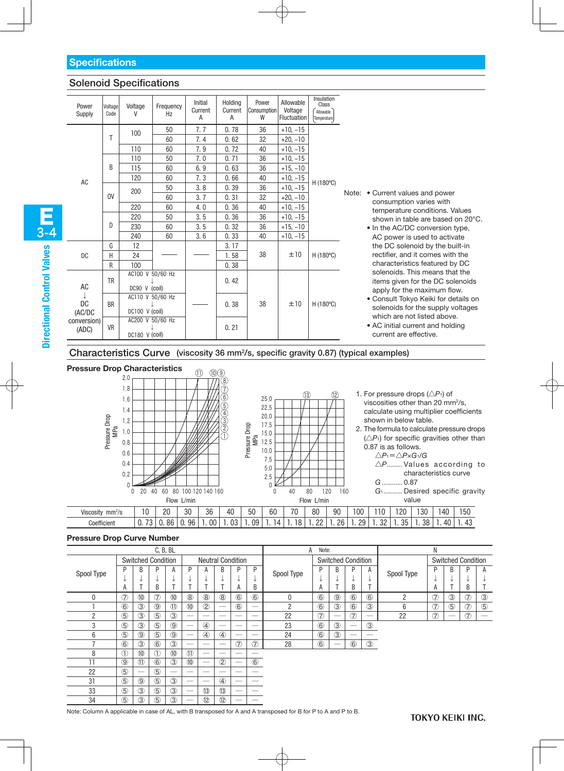## Specifications

### Solenoid Specifications

| Power Supply | Voltage Code | Voltage V | Frequency Hz | Initial Current A | Holding Current A | Power Consumption W | Allowable Voltage Fluctuation | Insulation Class (Allowable Temperature) |
|---|---|---|---|---|---|---|---|---|
| AC | T | 100 | 50 | 7.7 | 0.78 | 36 | +10, –15 | H (180°C) |
| | | | 60 | 7.4 | 0.62 | 32 | +20, –10 | |
| | | 110 | 60 | 7.9 | 0.72 | 40 | +10, –15 | |
| | B | 110 | 50 | 7.0 | 0.71 | 36 | +10, –15 | |
| | | 115 | 60 | 6.9 | 0.63 | 36 | +15, –10 | |
| | | 120 | 60 | 7.3 | 0.66 | 40 | +10, –15 | |
| | OV | 200 | 50 | 3.8 | 0.39 | 36 | +10, –15 | |
| | | | 60 | 3.7 | 0.31 | 32 | +20, –10 | |
| | | 220 | 60 | 4.0 | 0.36 | 40 | +10, –15 | |
| | D | 220 | 50 | 3.5 | 0.36 | 36 | +10, –15 | |
| | | 230 | 60 | 3.5 | 0.32 | 36 | +15, –10 | |
| | | 240 | 60 | 3.6 | 0.33 | 40 | +10, –15 | |
| DC | G | 12 | — | — | 3.17 | 38 | ±10 | H (180°C) |
| | H | 24 | | | 1.58 | | | |
| | R | 100 | | | 0.38 | | | |
| AC ↓ DC (AC/DC conversion) (ADC) | TR | AC100 V 50/60 Hz ↓ DC90 V (coil) | | — | 0.42 | 38 | ±10 | H (180°C) |
| | BR | AC110 V 50/60 Hz ↓ DC100 V (coil) | | | 0.38 | | | |
| | VR | AC200 V 50/60 Hz ↓ DC180 V (coil) | | | 0.21 | | | |

Note:
- Current values and power consumption varies with temperature conditions. Values shown in table are based on 20°C.
- In the AC/DC conversion type, AC power is used to activate the DC solenoid by the built-in rectifier, and it comes with the characteristics featured by DC solenoids. This means that the items given for the DC solenoids apply for the maximum flow.
- Consult Tokyo Keiki for details on solenoids for the supply voltages which are not listed above.
- AC initial current and holding current are effective.

### Characteristics Curve (viscosity 36 mm²/s, specific gravity 0.87) (typical examples)

#### Pressure Drop Characteristics

1. For pressure drops ($\triangle P_1$) of viscosities other than 20 mm²/s, calculate using multiplier coefficients shown in below table.
2. The formula to calculate pressure drops ($\triangle P_1$) for specific gravities other than 0.87 is as follows.

$$\triangle P_1 = \triangle P \times G_1 / G$$

$\triangle P$ ......... Values according to characteristics curve
$G$ ........... 0.87
$G_1$ .......... Desired specific gravity value

| Viscosity mm²/s | 10 | 20 | 30 | 36 | 40 | 50 | 60 | 70 | 80 | 90 | 100 | 110 | 120 | 130 | 140 | 150 |
|---|---|---|---|---|---|---|---|---|---|---|---|---|---|---|---|---|
| Coefficient | 0.73 | 0.86 | 0.96 | 1.00 | 1.03 | 1.09 | 1.14 | 1.18 | 1.22 | 1.26 | 1.29 | 1.32 | 1.35 | 1.38 | 1.40 | 1.43 |

#### Pressure Drop Curve Number

**C, B, BL**

| Spool Type | Switched P→A | Switched B→T | Switched P→B | Switched A→T | Neutral P→T | Neutral A→T | Neutral B→T | Neutral P→A | Neutral P→B |
|---|---|---|---|---|---|---|---|---|---|
| 0 | ⑦ | ⑩ | ⑦ | ⑩ | ⑧ | ⑧ | ⑧ | ⑥ | ⑥ |
| 1 | ⑥ | ③ | ⑨ | ⑪ | ⑩ | ② | — | ⑥ | — |
| 2 | ⑤ | ③ | ⑤ | ③ | — | — | — | — | — |
| 3 | ⑤ | ③ | ⑤ | ⑨ | — | ④ | — | — | — |
| 6 | ⑤ | ⑨ | ⑤ | ⑨ | — | ④ | ④ | — | — |
| 7 | ⑥ | ③ | ⑥ | ③ | — | — | — | ⑦ | ⑦ |
| 8 | ① | ⑩ | ① | ⑩ | ⑪ | — | — | — | — |
| 11 | ⑨ | ⑪ | ⑥ | ③ | ⑩ | — | ② | — | ⑥ |
| 22 | ⑤ | — | ⑤ | — | — | — | — | — | — |
| 31 | ⑤ | ⑨ | ⑤ | ③ | — | — | ④ | — | — |
| 33 | ⑤ | ③ | ⑤ | ③ | — | ⑬ | ⑬ | — | — |
| 34 | ⑤ | ③ | ⑤ | ③ | — | ⑫ | ⑫ | — | — |

**A** (Note:)

| Spool Type | Switched P→A | Switched B→T | Switched P→B | Switched A→T |
|---|---|---|---|---|
| 0 | ⑥ | ⑨ | ⑥ | ⑥ |
| 2 | ⑥ | ③ | ⑥ | ③ |
| 22 | ⑦ | — | ⑦ | — |
| 23 | ⑥ | ③ | — | ③ |
| 24 | ⑥ | ③ | — | — |
| 28 | ⑥ | — | ⑥ | ③ |

**N**

| Spool Type | Switched P→A | Switched B→T | Switched P→B | Switched A→T |
|---|---|---|---|---|
| 2 | ⑦ | ③ | ⑦ | ③ |
| 6 | ⑦ | ⑤ | ⑦ | ⑤ |
| 22 | ⑦ | — | ⑦ | — |

Note: Column A applicable in case of AL, with B transposed for A and A transposed for B for P to A and P to B.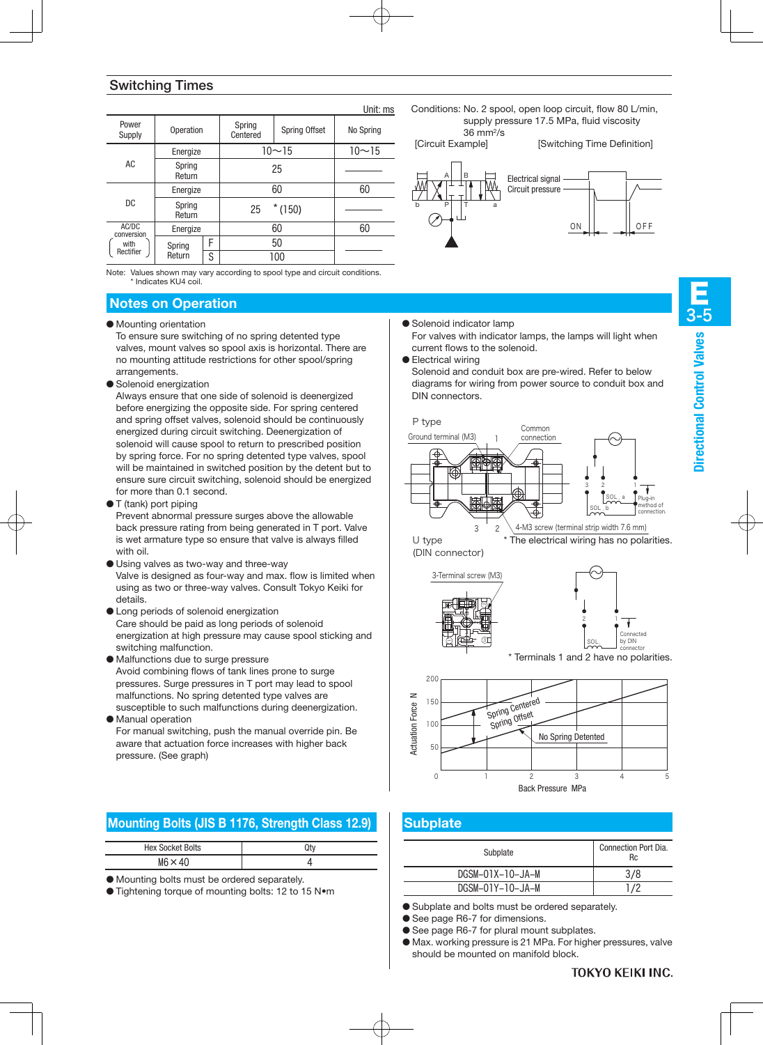## Switching Times

Unit: ms

| Power Supply | Operation | | Spring Centered | Spring Offset | No Spring |
|---|---|---|---|---|---|
| AC | Energize | | 10～15 | | 10～15 |
| | Spring Return | | 25 | | ―― |
| DC | Energize | | 60 | | 60 |
| | Spring Return | | 25 * (150) | | ―― |
| AC/DC conversion (with Rectifier) | Energize | | 60 | | 60 |
| | Spring Return | F | 50 | | ―― |
| | | S | 100 | | |

Note: Values shown may vary according to spool type and circuit conditions.
\* Indicates KU4 coil.

Conditions: No. 2 spool, open loop circuit, flow 80 L/min, supply pressure 17.5 MPa, fluid viscosity 36 mm²/s

[Circuit Example] [Switching Time Definition]

Electrical signal
Circuit pressure
ON OFF

## Notes on Operation

- Mounting orientation
  To ensure sure switching of no spring detented type valves, mount valves so spool axis is horizontal. There are no mounting attitude restrictions for other spool/spring arrangements.
- Solenoid energization
  Always ensure that one side of solenoid is deenergized before energizing the opposite side. For spring centered and spring offset valves, solenoid should be continuously energized during circuit switching. Deenergization of solenoid will cause spool to return to prescribed position by spring force. For no spring detented type valves, spool will be maintained in switched position by the detent but to ensure sure circuit switching, solenoid should be energized for more than 0.1 second.
- T (tank) port piping
  Prevent abnormal pressure surges above the allowable back pressure rating from being generated in T port. Valve is wet armature type so ensure that valve is always filled with oil.
- Using valves as two-way and three-way
  Valve is designed as four-way and max. flow is limited when using as two or three-way valves. Consult Tokyo Keiki for details.
- Long periods of solenoid energization
  Care should be paid as long periods of solenoid energization at high pressure may cause spool sticking and switching malfunction.
- Malfunctions due to surge pressure
  Avoid combining flows of tank lines prone to surge pressures. Surge pressures in T port may lead to spool malfunctions. No spring detented type valves are susceptible to such malfunctions during deenergization.
- Manual operation
  For manual switching, push the manual override pin. Be aware that actuation force increases with higher back pressure. (See graph)
- Solenoid indicator lamp
  For valves with indicator lamps, the lamps will light when current flows to the solenoid.
- Electrical wiring
  Solenoid and conduit box are pre-wired. Refer to below diagrams for wiring from power source to conduit box and DIN connectors.

P type

Ground terminal (M3) 1 Common connection
3 2 4-M3 screw (terminal strip width 7.6 mm)
SOL a, SOL b, Plug-in method of connection.

\* The electrical wiring has no polarities.

U type
(DIN connector)

3-Terminal screw (M3)
SOL, Connected by DIN connector

\* Terminals 1 and 2 have no polarities.

Actuation Force N (0–200) vs Back Pressure MPa (0–5): Spring Centered, Spring Offset; No Spring Detented

## Mounting Bolts (JIS B 1176, Strength Class 12.9)

| Hex Socket Bolts | Qty |
|---|---|
| M6×40 | 4 |

- Mounting bolts must be ordered separately.
- Tightening torque of mounting bolts: 12 to 15 N•m

## Subplate

| Subplate | Connection Port Dia. Rc |
|---|---|
| DGSM-01X-10-JA-M | 3/8 |
| DGSM-01Y-10-JA-M | 1/2 |

- Subplate and bolts must be ordered separately.
- See page R6-7 for dimensions.
- See page R6-7 for plural mount subplates.
- Max. working pressure is 21 MPa. For higher pressures, valve should be mounted on manifold block.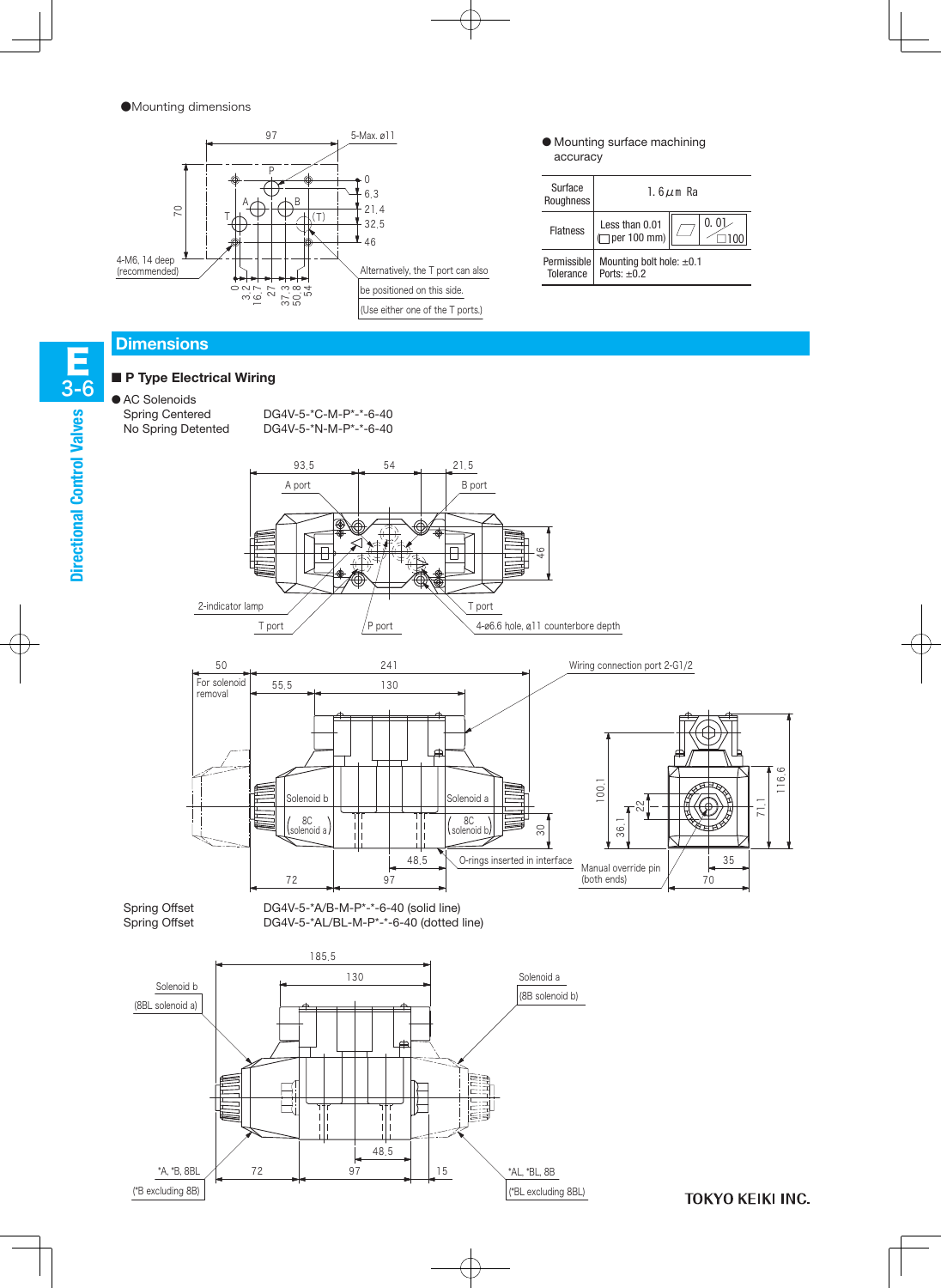●Mounting dimensions

97

5-Max. ø11

P

A B

70

T (T)

0
6.3
21.4
32.5
46

4-M6, 14 deep
(recommended)

0
3.2
16.7
27
37.3
50.8
54

Alternatively, the T port can also be positioned on this side.
(Use either one of the T ports.)

● Mounting surface machining accuracy

| Surface Roughness | 1.6μm Ra |
|---|---|
| Flatness | Less than 0.01 (□ per 100 mm) — ▱ 0.01 / □100 |
| Permissible Tolerance | Mounting bolt hole: ±0.1<br>Ports: ±0.2 |

## Dimensions

### ■ P Type Electrical Wiring

● AC Solenoids

Spring Centered  DG4V-5-*C-M-P*-*-6-40
No Spring Detented  DG4V-5-*N-M-P*-*-6-40

93.5  54  21.5
A port  B port
46
2-indicator lamp
T port  P port  T port
4-ø6.6 hole, ø11 counterbore depth

50  241  Wiring connection port 2-G1/2
For solenoid removal
55.5  130
Solenoid b  Solenoid a
(8C solenoid a)  (8C solenoid b)
30
48.5  O-rings inserted in interface
72  97
100.1  36.1  22  71.1  116.6
Manual override pin (both ends)
35
70

Spring Offset  DG4V-5-*A/B-M-P*-*-6-40 (solid line)
Spring Offset  DG4V-5-*AL/BL-M-P*-*-6-40 (dotted line)

185.5
130
Solenoid b
(8BL solenoid a)
Solenoid a
(8B solenoid b)
48.5
*A, *B, 8BL
(*B excluding 8B)
72  97  15
*AL, *BL, 8B
(*BL excluding 8BL)

TOKYO KEIKI INC.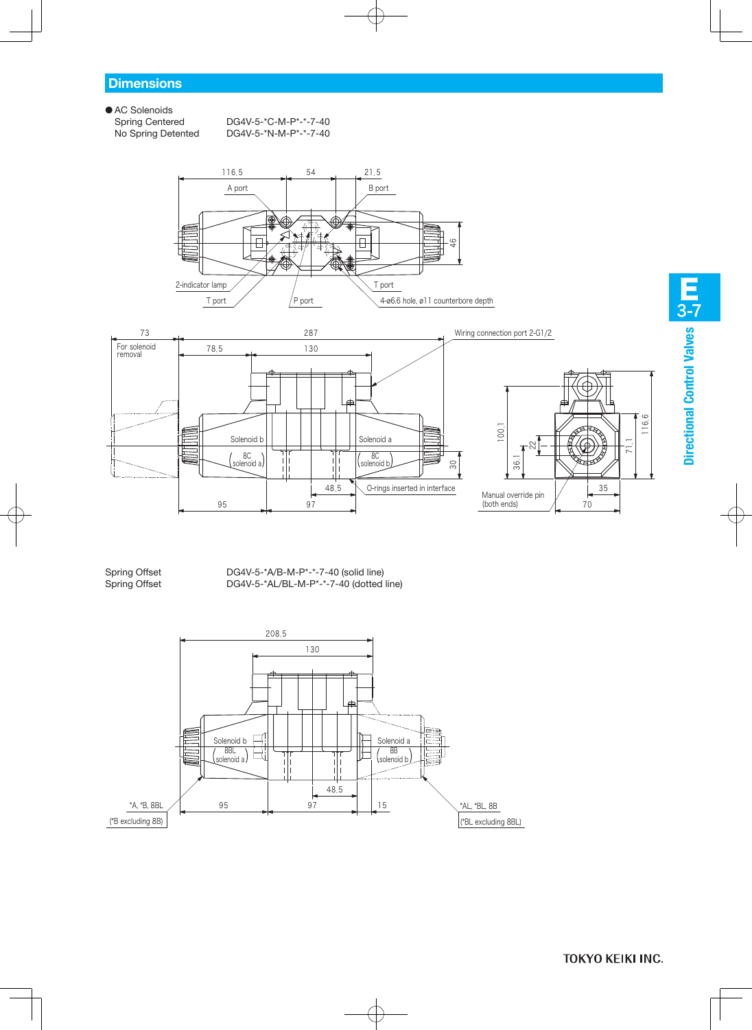## Dimensions

● AC Solenoids

| | |
|---|---|
| Spring Centered | DG4V-5-*C-M-P*-*-7-40 |
| No Spring Detented | DG4V-5-*N-M-P*-*-7-40 |

116.5 54 21.5

A port B port

46

2-indicator lamp T port

T port P port 4-ø6.6 hole, ø11 counterbore depth

73 287 Wiring connection port 2-G1/2

For solenoid removal 78.5 130

Solenoid b Solenoid a

8C (solenoid a) 8C (solenoid b)

100.1 22 116.6 71.1

36.1 30

48.5 O-rings inserted in interface 35

95 97 Manual override pin (both ends) 70

| | |
|---|---|
| Spring Offset | DG4V-5-*A/B-M-P*-*-7-40 (solid line) |
| Spring Offset | DG4V-5-*AL/BL-M-P*-*-7-40 (dotted line) |

208.5

130

Solenoid b 8BL (solenoid a) Solenoid a 8B (solenoid b)

48.5

*A, *B, 8BL (*B excluding 8B) 95 97 15 *AL, *BL, 8B (*BL excluding 8BL)

E 3-7

Directional Control Valves

TOKYO KEIKI INC.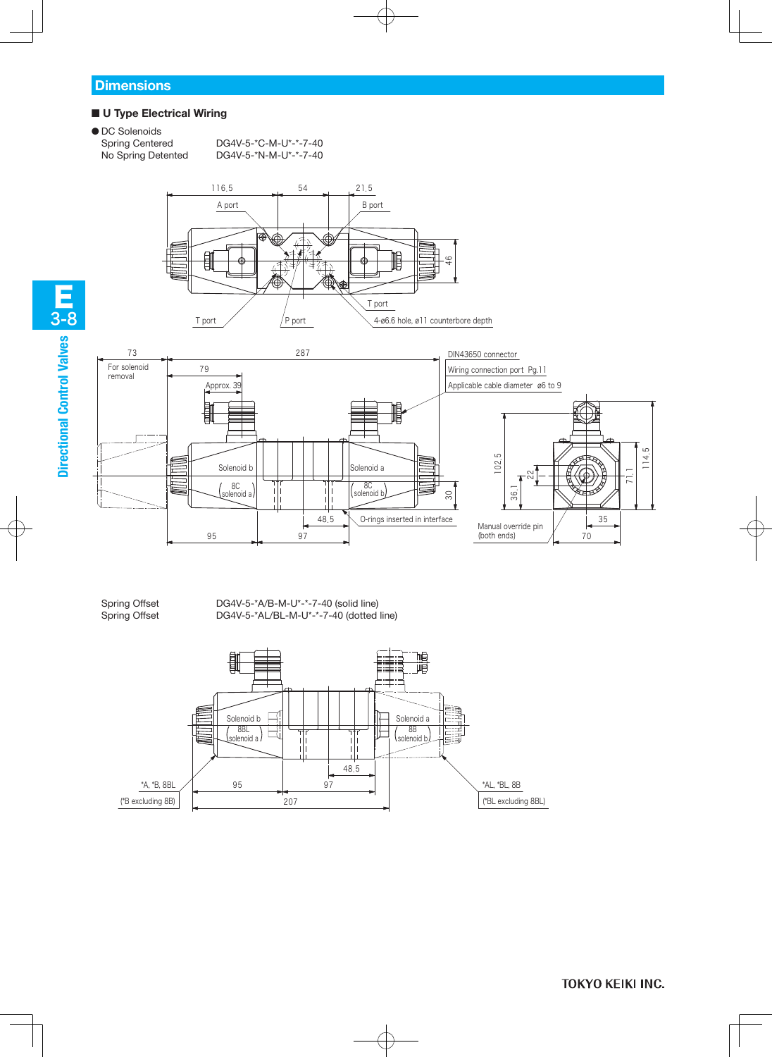## Dimensions

### ■ U Type Electrical Wiring

● DC Solenoids

| | |
|---|---|
| Spring Centered | DG4V-5-*C-M-U*-*-7-40 |
| No Spring Detented | DG4V-5-*N-M-U*-*-7-40 |

116.5 54 21.5

A port B port

46

T port P port T port 4-ø6.6 hole, ø11 counterbore depth

73 287 DIN43650 connector

For solenoid removal 79 Wiring connection port Pg.11

Approx. 39 Applicable cable diameter ø6 to 9

Solenoid b Solenoid a

8C (solenoid a) 8C (solenoid b)

30 102.5 22 36.1 71.1 114.5

48.5 O-rings inserted in interface

95 97 Manual override pin (both ends) 35 70

| | |
|---|---|
| Spring Offset | DG4V-5-*A/B-M-U*-*-7-40 (solid line) |
| Spring Offset | DG4V-5-*AL/BL-M-U*-*-7-40 (dotted line) |

Solenoid b 8BL (solenoid a) Solenoid a 8B (solenoid b)

48.5

*A, *B, 8BL (*B excluding 8B) 95 97 *AL, *BL, 8B (*BL excluding 8BL)

207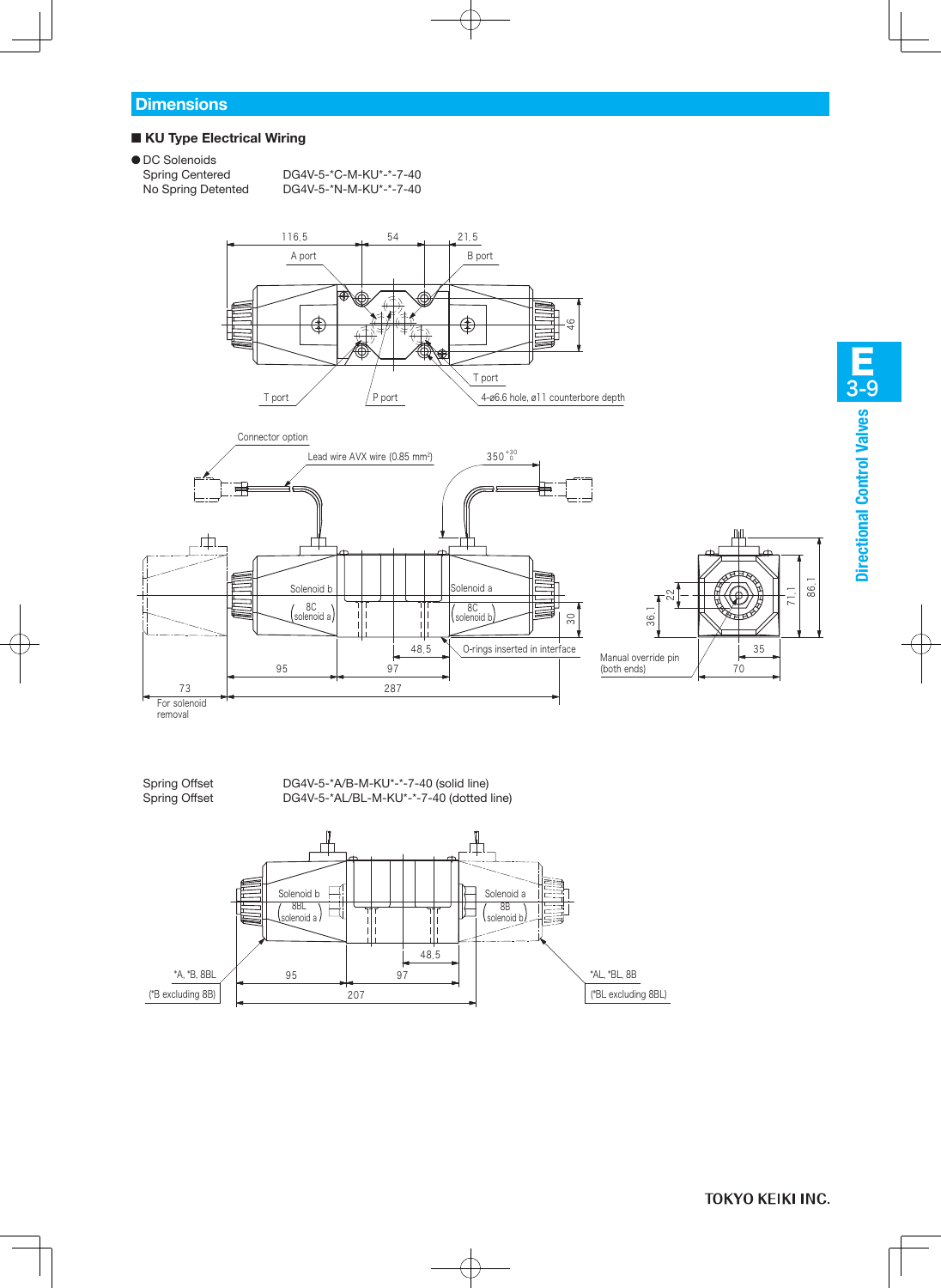## Dimensions

### ■ KU Type Electrical Wiring

● DC Solenoids

| | |
|---|---|
| Spring Centered | DG4V-5-*C-M-KU*-*-7-40 |
| No Spring Detented | DG4V-5-*N-M-KU*-*-7-40 |

116.5 54 21.5

A port B port

46

T port P port T port 4-ø6.6 hole, ø11 counterbore depth

Connector option

Lead wire AVX wire (0.85 mm²)

$350^{+30}_{0}$

Solenoid b (8C solenoid a) Solenoid a (8C solenoid b)

30

48.5 O-rings inserted in interface

95 97

73 287

For solenoid removal

22 36.1 71.1 86.1

Manual override pin (both ends)

35 70

| | |
|---|---|
| Spring Offset | DG4V-5-*A/B-M-KU*-*-7-40 (solid line) |
| Spring Offset | DG4V-5-*AL/BL-M-KU*-*-7-40 (dotted line) |

Solenoid b (8BL solenoid a) Solenoid a (8B solenoid b)

48.5

*A, *B, 8BL (*B excluding 8B) 95 97 207 *AL, *BL, 8B (*BL excluding 8BL)

E 3-9 Directional Control Valves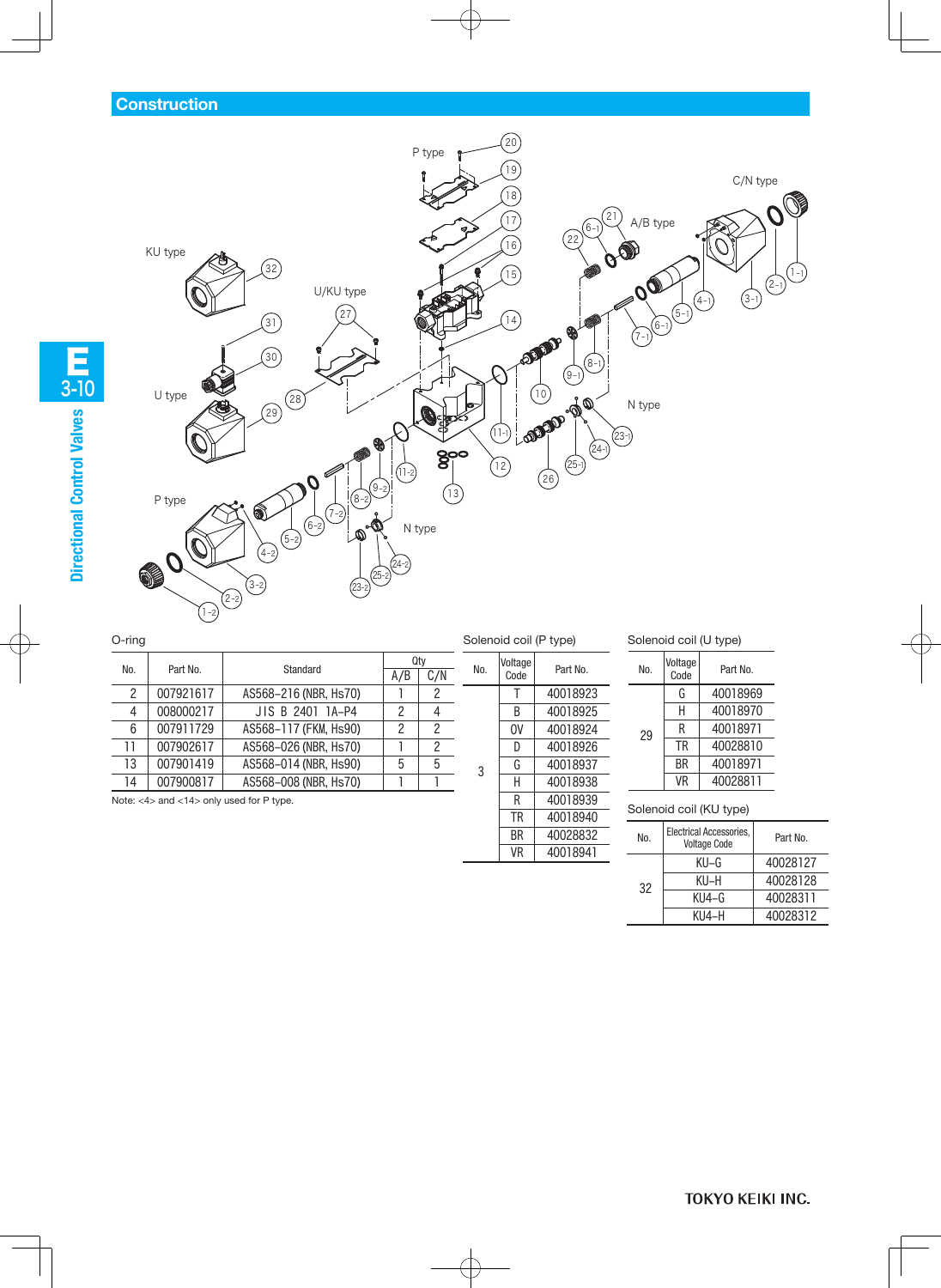## Construction

P type

C/N type

A/B type

KU type

U/KU type

U type

N type

P type

N type

O-ring

| No. | Part No. | Standard | Qty A/B | Qty C/N |
|---|---|---|---|---|
| 2 | 007921617 | AS568–216 (NBR, Hs70) | 1 | 2 |
| 4 | 008000217 | JIS B 2401 1A–P4 | 2 | 4 |
| 6 | 007911729 | AS568–117 (FKM, Hs90) | 2 | 2 |
| 11 | 007902617 | AS568–026 (NBR, Hs70) | 1 | 2 |
| 13 | 007901419 | AS568–014 (NBR, Hs90) | 5 | 5 |
| 14 | 007900817 | AS568–008 (NBR, Hs70) | 1 | 1 |

Note: <4> and <14> only used for P type.

Solenoid coil (P type)

| No. | Voltage Code | Part No. |
|---|---|---|
| 3 | T | 40018923 |
| | B | 40018925 |
| | OV | 40018924 |
| | D | 40018926 |
| | G | 40018937 |
| | H | 40018938 |
| | R | 40018939 |
| | TR | 40018940 |
| | BR | 40028832 |
| | VR | 40018941 |

Solenoid coil (U type)

| No. | Voltage Code | Part No. |
|---|---|---|
| 29 | G | 40018969 |
| | H | 40018970 |
| | R | 40018971 |
| | TR | 40028810 |
| | BR | 40018971 |
| | VR | 40028811 |

Solenoid coil (KU type)

| No. | Electrical Accessories, Voltage Code | Part No. |
|---|---|---|
| 32 | KU–G | 40028127 |
| | KU–H | 40028128 |
| | KU4–G | 40028311 |
| | KU4–H | 40028312 |